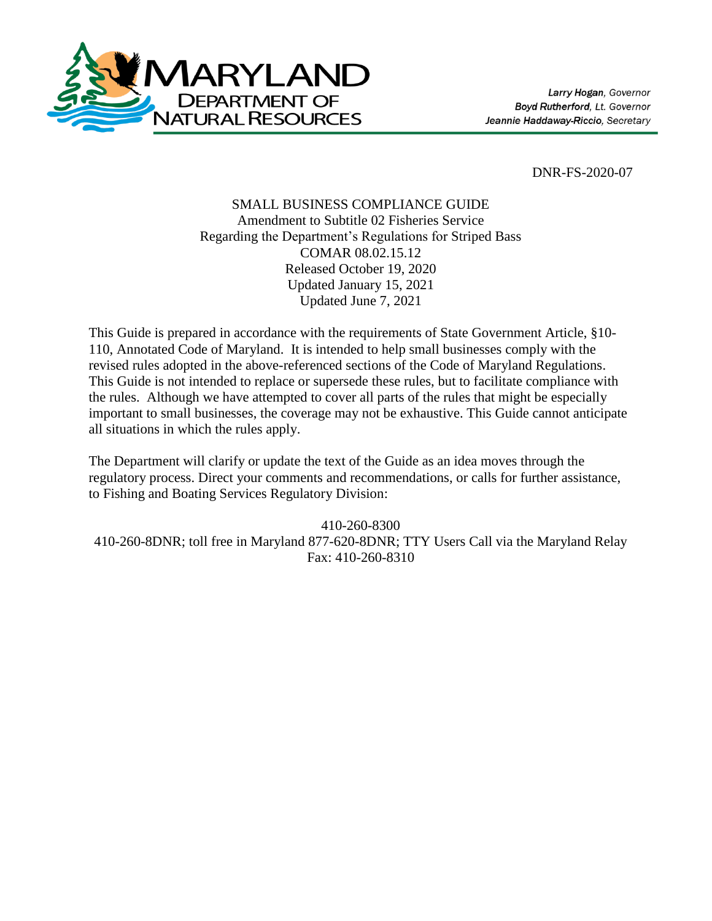**Larry Hogan**, *Governor*
**Boyd Rutherford**, *Lt. Governor*
**Jeannie Haddaway-Riccio**, *Secretary*

MARYLAND DEPARTMENT OF NATURAL RESOURCES

DNR-FS-2020-07

SMALL BUSINESS COMPLIANCE GUIDE
Amendment to Subtitle 02 Fisheries Service
Regarding the Department's Regulations for Striped Bass
COMAR 08.02.15.12
Released October 19, 2020
Updated January 15, 2021
Updated June 7, 2021

This Guide is prepared in accordance with the requirements of State Government Article, §10-110, Annotated Code of Maryland. It is intended to help small businesses comply with the revised rules adopted in the above-referenced sections of the Code of Maryland Regulations. This Guide is not intended to replace or supersede these rules, but to facilitate compliance with the rules. Although we have attempted to cover all parts of the rules that might be especially important to small businesses, the coverage may not be exhaustive. This Guide cannot anticipate all situations in which the rules apply.

The Department will clarify or update the text of the Guide as an idea moves through the regulatory process. Direct your comments and recommendations, or calls for further assistance, to Fishing and Boating Services Regulatory Division:

410-260-8300
410-260-8DNR; toll free in Maryland 877-620-8DNR; TTY Users Call via the Maryland Relay
Fax: 410-260-8310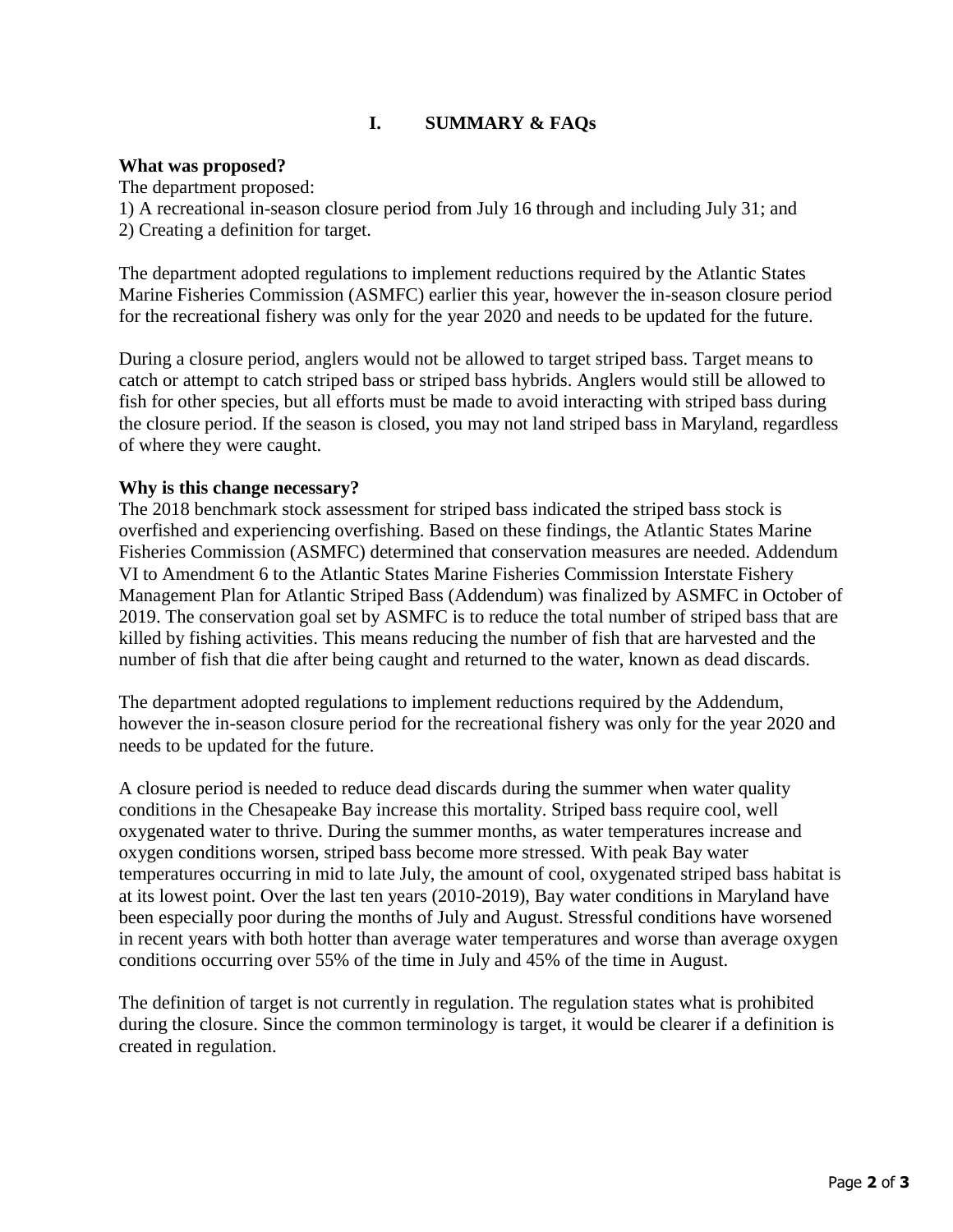## I. SUMMARY & FAQs

**What was proposed?**

The department proposed:

1) A recreational in-season closure period from July 16 through and including July 31; and
2) Creating a definition for target.

The department adopted regulations to implement reductions required by the Atlantic States Marine Fisheries Commission (ASMFC) earlier this year, however the in-season closure period for the recreational fishery was only for the year 2020 and needs to be updated for the future.

During a closure period, anglers would not be allowed to target striped bass. Target means to catch or attempt to catch striped bass or striped bass hybrids. Anglers would still be allowed to fish for other species, but all efforts must be made to avoid interacting with striped bass during the closure period. If the season is closed, you may not land striped bass in Maryland, regardless of where they were caught.

**Why is this change necessary?**

The 2018 benchmark stock assessment for striped bass indicated the striped bass stock is overfished and experiencing overfishing. Based on these findings, the Atlantic States Marine Fisheries Commission (ASMFC) determined that conservation measures are needed. Addendum VI to Amendment 6 to the Atlantic States Marine Fisheries Commission Interstate Fishery Management Plan for Atlantic Striped Bass (Addendum) was finalized by ASMFC in October of 2019. The conservation goal set by ASMFC is to reduce the total number of striped bass that are killed by fishing activities. This means reducing the number of fish that are harvested and the number of fish that die after being caught and returned to the water, known as dead discards.

The department adopted regulations to implement reductions required by the Addendum, however the in-season closure period for the recreational fishery was only for the year 2020 and needs to be updated for the future.

A closure period is needed to reduce dead discards during the summer when water quality conditions in the Chesapeake Bay increase this mortality. Striped bass require cool, well oxygenated water to thrive. During the summer months, as water temperatures increase and oxygen conditions worsen, striped bass become more stressed. With peak Bay water temperatures occurring in mid to late July, the amount of cool, oxygenated striped bass habitat is at its lowest point. Over the last ten years (2010-2019), Bay water conditions in Maryland have been especially poor during the months of July and August. Stressful conditions have worsened in recent years with both hotter than average water temperatures and worse than average oxygen conditions occurring over 55% of the time in July and 45% of the time in August.

The definition of target is not currently in regulation. The regulation states what is prohibited during the closure. Since the common terminology is target, it would be clearer if a definition is created in regulation.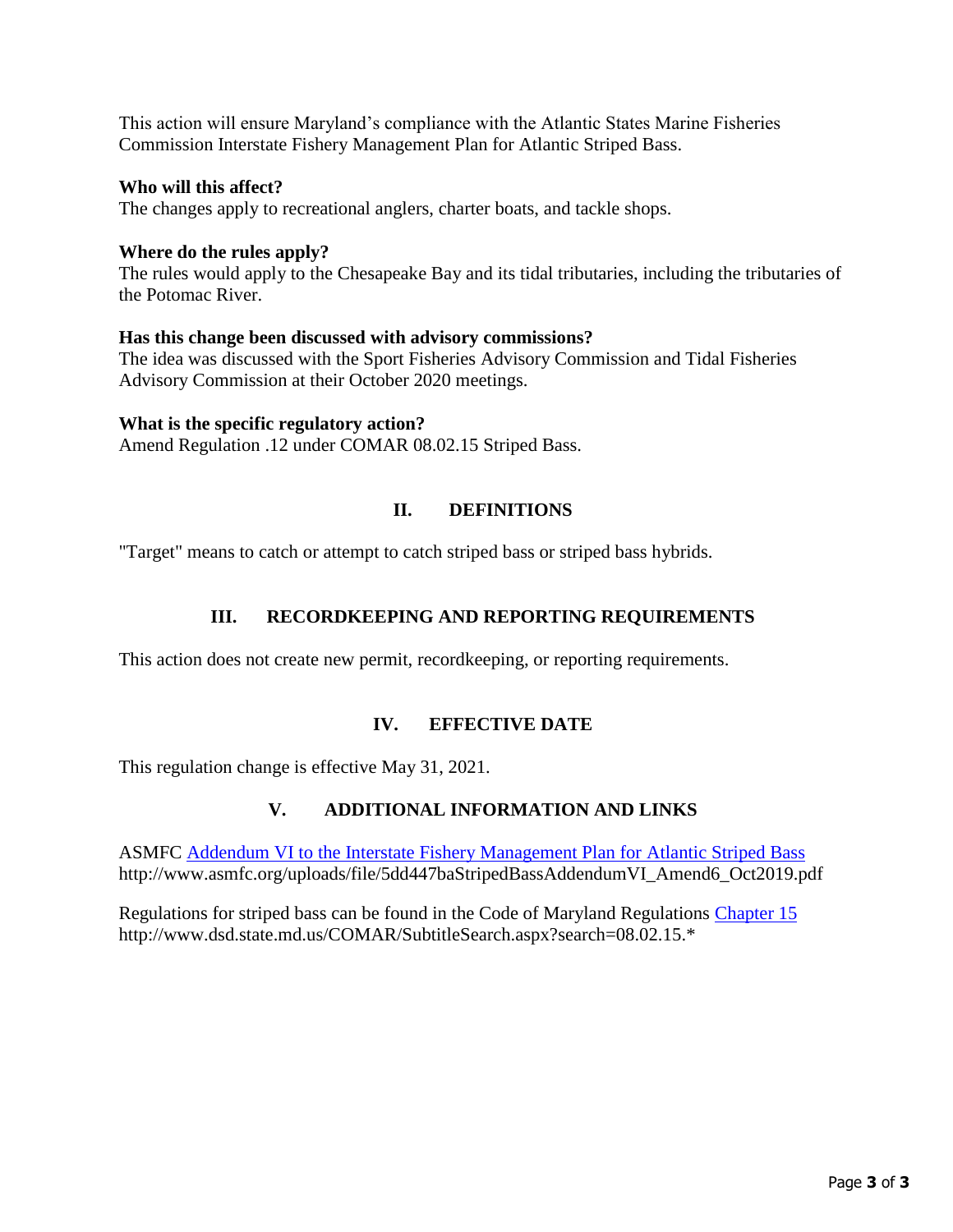This action will ensure Maryland's compliance with the Atlantic States Marine Fisheries Commission Interstate Fishery Management Plan for Atlantic Striped Bass.

**Who will this affect?**
The changes apply to recreational anglers, charter boats, and tackle shops.

**Where do the rules apply?**
The rules would apply to the Chesapeake Bay and its tidal tributaries, including the tributaries of the Potomac River.

**Has this change been discussed with advisory commissions?**
The idea was discussed with the Sport Fisheries Advisory Commission and Tidal Fisheries Advisory Commission at their October 2020 meetings.

**What is the specific regulatory action?**
Amend Regulation .12 under COMAR 08.02.15 Striped Bass.

## II. DEFINITIONS

"Target" means to catch or attempt to catch striped bass or striped bass hybrids.

## III. RECORDKEEPING AND REPORTING REQUIREMENTS

This action does not create new permit, recordkeeping, or reporting requirements.

## IV. EFFECTIVE DATE

This regulation change is effective May 31, 2021.

## V. ADDITIONAL INFORMATION AND LINKS

ASMFC [Addendum VI to the Interstate Fishery Management Plan for Atlantic Striped Bass](http://www.asmfc.org/uploads/file/5dd447baStripedBassAddendumVI_Amend6_Oct2019.pdf)
http://www.asmfc.org/uploads/file/5dd447baStripedBassAddendumVI_Amend6_Oct2019.pdf

Regulations for striped bass can be found in the Code of Maryland Regulations [Chapter 15](http://www.dsd.state.md.us/COMAR/SubtitleSearch.aspx?search=08.02.15.*)
http://www.dsd.state.md.us/COMAR/SubtitleSearch.aspx?search=08.02.15.*